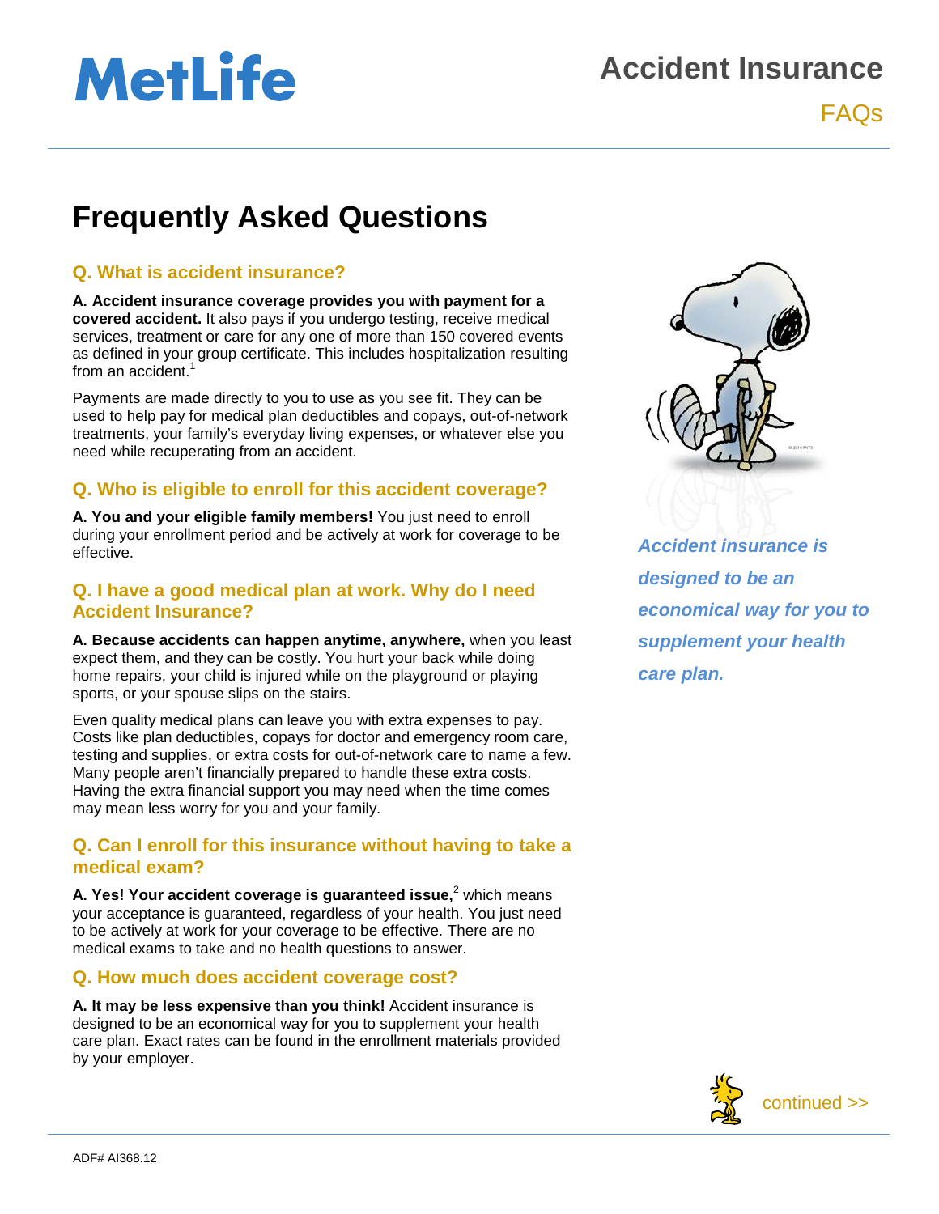MetLife

# Accident Insurance

FAQs

## Frequently Asked Questions

### Q. What is accident insurance?

**A. Accident insurance coverage provides you with payment for a covered accident.** It also pays if you undergo testing, receive medical services, treatment or care for any one of more than 150 covered events as defined in your group certificate. This includes hospitalization resulting from an accident.[1]

Payments are made directly to you to use as you see fit. They can be used to help pay for medical plan deductibles and copays, out-of-network treatments, your family's everyday living expenses, or whatever else you need while recuperating from an accident.

### Q. Who is eligible to enroll for this accident coverage?

**A. You and your eligible family members!** You just need to enroll during your enrollment period and be actively at work for coverage to be effective.

### Q. I have a good medical plan at work. Why do I need Accident Insurance?

**A. Because accidents can happen anytime, anywhere,** when you least expect them, and they can be costly. You hurt your back while doing home repairs, your child is injured while on the playground or playing sports, or your spouse slips on the stairs.

Even quality medical plans can leave you with extra expenses to pay. Costs like plan deductibles, copays for doctor and emergency room care, testing and supplies, or extra costs for out-of-network care to name a few. Many people aren't financially prepared to handle these extra costs. Having the extra financial support you may need when the time comes may mean less worry for you and your family.

### Q. Can I enroll for this insurance without having to take a medical exam?

**A. Yes! Your accident coverage is guaranteed issue,**[2] which means your acceptance is guaranteed, regardless of your health. You just need to be actively at work for your coverage to be effective. There are no medical exams to take and no health questions to answer.

### Q. How much does accident coverage cost?

**A. It may be less expensive than you think!** Accident insurance is designed to be an economical way for you to supplement your health care plan. Exact rates can be found in the enrollment materials provided by your employer.

***Accident insurance is designed to be an economical way for you to supplement your health care plan.***

continued >>

ADF# AI368.12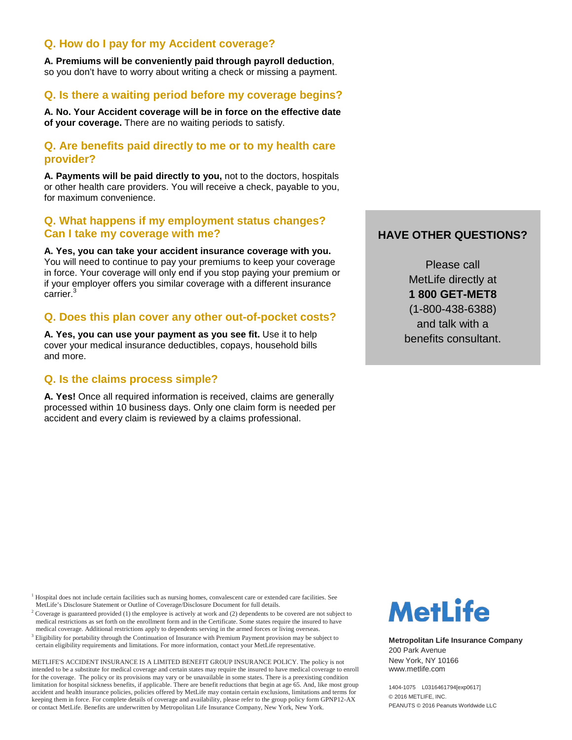## Q. How do I pay for my Accident coverage?

**A. Premiums will be conveniently paid through payroll deduction**, so you don't have to worry about writing a check or missing a payment.

## Q. Is there a waiting period before my coverage begins?

**A. No. Your Accident coverage will be in force on the effective date of your coverage.** There are no waiting periods to satisfy.

## Q. Are benefits paid directly to me or to my health care provider?

**A. Payments will be paid directly to you,** not to the doctors, hospitals or other health care providers. You will receive a check, payable to you, for maximum convenience.

## Q. What happens if my employment status changes? Can I take my coverage with me?

**A. Yes, you can take your accident insurance coverage with you.** You will need to continue to pay your premiums to keep your coverage in force. Your coverage will only end if you stop paying your premium or if your employer offers you similar coverage with a different insurance carrier.[3]

## Q. Does this plan cover any other out-of-pocket costs?

**A. Yes, you can use your payment as you see fit.** Use it to help cover your medical insurance deductibles, copays, household bills and more.

## Q. Is the claims process simple?

**A. Yes!** Once all required information is received, claims are generally processed within 10 business days. Only one claim form is needed per accident and every claim is reviewed by a claims professional.

### HAVE OTHER QUESTIONS?

Please call MetLife directly at **1 800 GET-MET8** (1-800-438-6388) and talk with a benefits consultant.

[1] Hospital does not include certain facilities such as nursing homes, convalescent care or extended care facilities. See MetLife's Disclosure Statement or Outline of Coverage/Disclosure Document for full details.

[2] Coverage is guaranteed provided (1) the employee is actively at work and (2) dependents to be covered are not subject to medical restrictions as set forth on the enrollment form and in the Certificate. Some states require the insured to have medical coverage. Additional restrictions apply to dependents serving in the armed forces or living overseas.

[3] Eligibility for portability through the Continuation of Insurance with Premium Payment provision may be subject to certain eligibility requirements and limitations. For more information, contact your MetLife representative.

METLIFE'S ACCIDENT INSURANCE IS A LIMITED BENEFIT GROUP INSURANCE POLICY. The policy is not intended to be a substitute for medical coverage and certain states may require the insured to have medical coverage to enroll for the coverage. The policy or its provisions may vary or be unavailable in some states. There is a preexisting condition limitation for hospital sickness benefits, if applicable. There are benefit reductions that begin at age 65. And, like most group accident and health insurance policies, policies offered by MetLife may contain certain exclusions, limitations and terms for keeping them in force. For complete details of coverage and availability, please refer to the group policy form GPNP12-AX or contact MetLife. Benefits are underwritten by Metropolitan Life Insurance Company, New York, New York.

MetLife

**Metropolitan Life Insurance Company**
200 Park Avenue
New York, NY 10166
www.metlife.com

1404-1075 L0316461794[exp0617]
© 2016 METLIFE, INC.
PEANUTS © 2016 Peanuts Worldwide LLC